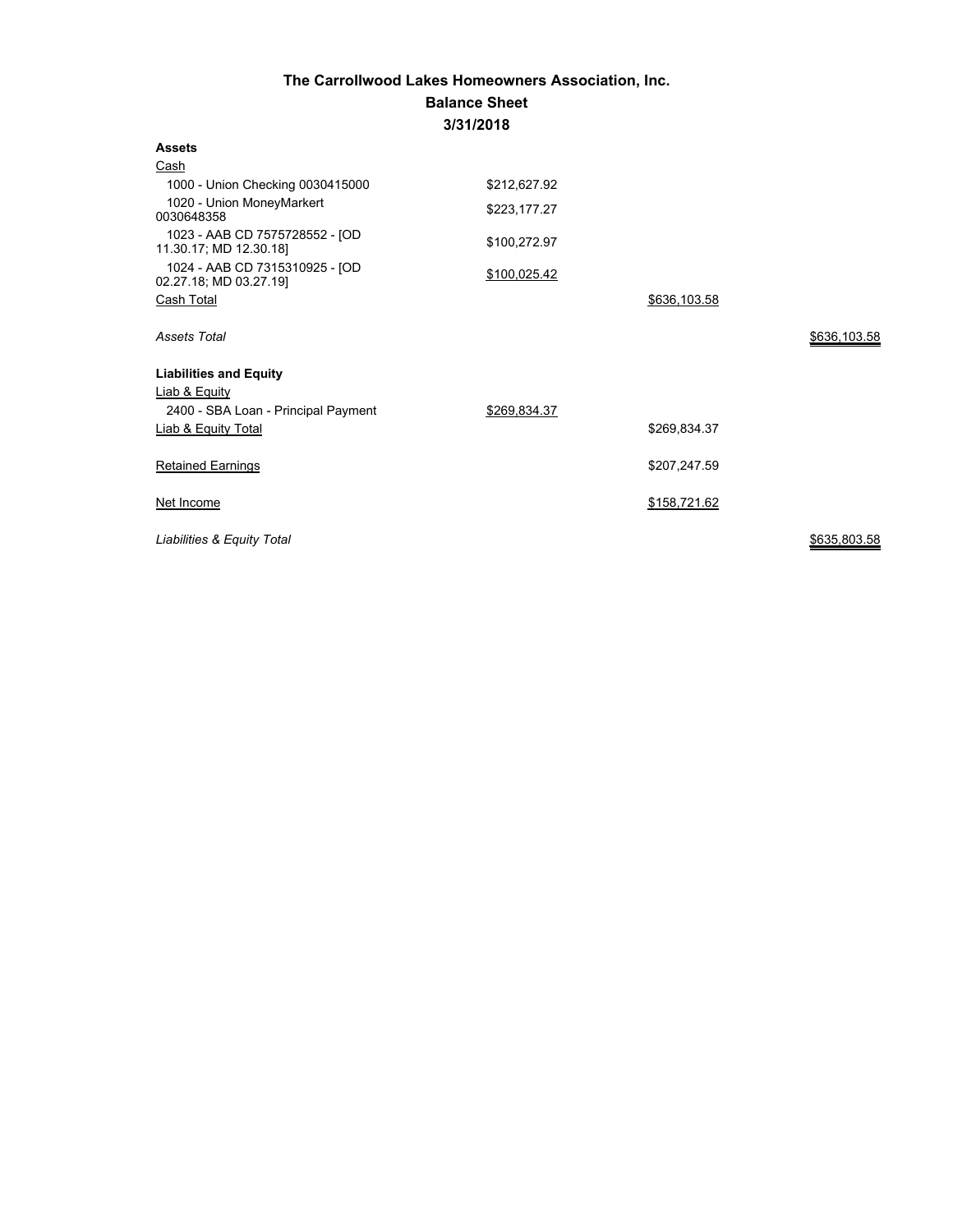# The Carrollwood Lakes Homeowners Association, Inc.

## Balance Sheet

### 3/31/2018

| | | | |
|---|---|---|---|
| **Assets** | | | |
| Cash | | | |
| 1000 - Union Checking 0030415000 | $212,627.92 | | |
| 1020 - Union MoneyMarkert 0030648358 | $223,177.27 | | |
| 1023 - AAB CD 7575728552 - [OD 11.30.17; MD 12.30.18] | $100,272.97 | | |
| 1024 - AAB CD 7315310925 - [OD 02.27.18; MD 03.27.19] | $100,025.42 | | |
| Cash Total | | $636,103.58 | |
| *Assets Total* | | | $636,103.58 |
| **Liabilities and Equity** | | | |
| Liab & Equity | | | |
| 2400 - SBA Loan - Principal Payment | $269,834.37 | | |
| Liab & Equity Total | | $269,834.37 | |
| Retained Earnings | | $207,247.59 | |
| Net Income | | $158,721.62 | |
| *Liabilities & Equity Total* | | | $635,803.58 |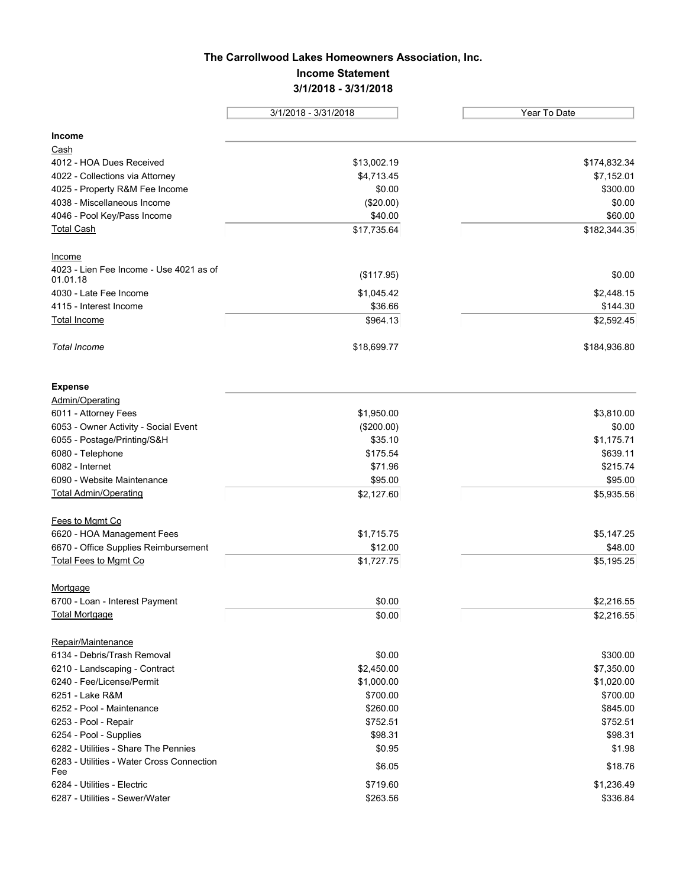# The Carrollwood Lakes Homeowners Association, Inc.

## Income Statement

### 3/1/2018 - 3/31/2018

| | 3/1/2018 - 3/31/2018 | Year To Date |
|---|---|---|
| **Income** | | |
| Cash | | |
| 4012 - HOA Dues Received | $13,002.19 | $174,832.34 |
| 4022 - Collections via Attorney | $4,713.45 | $7,152.01 |
| 4025 - Property R&M Fee Income | $0.00 | $300.00 |
| 4038 - Miscellaneous Income | ($20.00) | $0.00 |
| 4046 - Pool Key/Pass Income | $40.00 | $60.00 |
| Total Cash | $17,735.64 | $182,344.35 |
| Income | | |
| 4023 - Lien Fee Income - Use 4021 as of 01.01.18 | ($117.95) | $0.00 |
| 4030 - Late Fee Income | $1,045.42 | $2,448.15 |
| 4115 - Interest Income | $36.66 | $144.30 |
| Total Income | $964.13 | $2,592.45 |
| *Total Income* | $18,699.77 | $184,936.80 |
| **Expense** | | |
| Admin/Operating | | |
| 6011 - Attorney Fees | $1,950.00 | $3,810.00 |
| 6053 - Owner Activity - Social Event | ($200.00) | $0.00 |
| 6055 - Postage/Printing/S&H | $35.10 | $1,175.71 |
| 6080 - Telephone | $175.54 | $639.11 |
| 6082 - Internet | $71.96 | $215.74 |
| 6090 - Website Maintenance | $95.00 | $95.00 |
| Total Admin/Operating | $2,127.60 | $5,935.56 |
| Fees to Mgmt Co | | |
| 6620 - HOA Management Fees | $1,715.75 | $5,147.25 |
| 6670 - Office Supplies Reimbursement | $12.00 | $48.00 |
| Total Fees to Mgmt Co | $1,727.75 | $5,195.25 |
| Mortgage | | |
| 6700 - Loan - Interest Payment | $0.00 | $2,216.55 |
| Total Mortgage | $0.00 | $2,216.55 |
| Repair/Maintenance | | |
| 6134 - Debris/Trash Removal | $0.00 | $300.00 |
| 6210 - Landscaping - Contract | $2,450.00 | $7,350.00 |
| 6240 - Fee/License/Permit | $1,000.00 | $1,020.00 |
| 6251 - Lake R&M | $700.00 | $700.00 |
| 6252 - Pool - Maintenance | $260.00 | $845.00 |
| 6253 - Pool - Repair | $752.51 | $752.51 |
| 6254 - Pool - Supplies | $98.31 | $98.31 |
| 6282 - Utilities - Share The Pennies | $0.95 | $1.98 |
| 6283 - Utilities - Water Cross Connection Fee | $6.05 | $18.76 |
| 6284 - Utilities - Electric | $719.60 | $1,236.49 |
| 6287 - Utilities - Sewer/Water | $263.56 | $336.84 |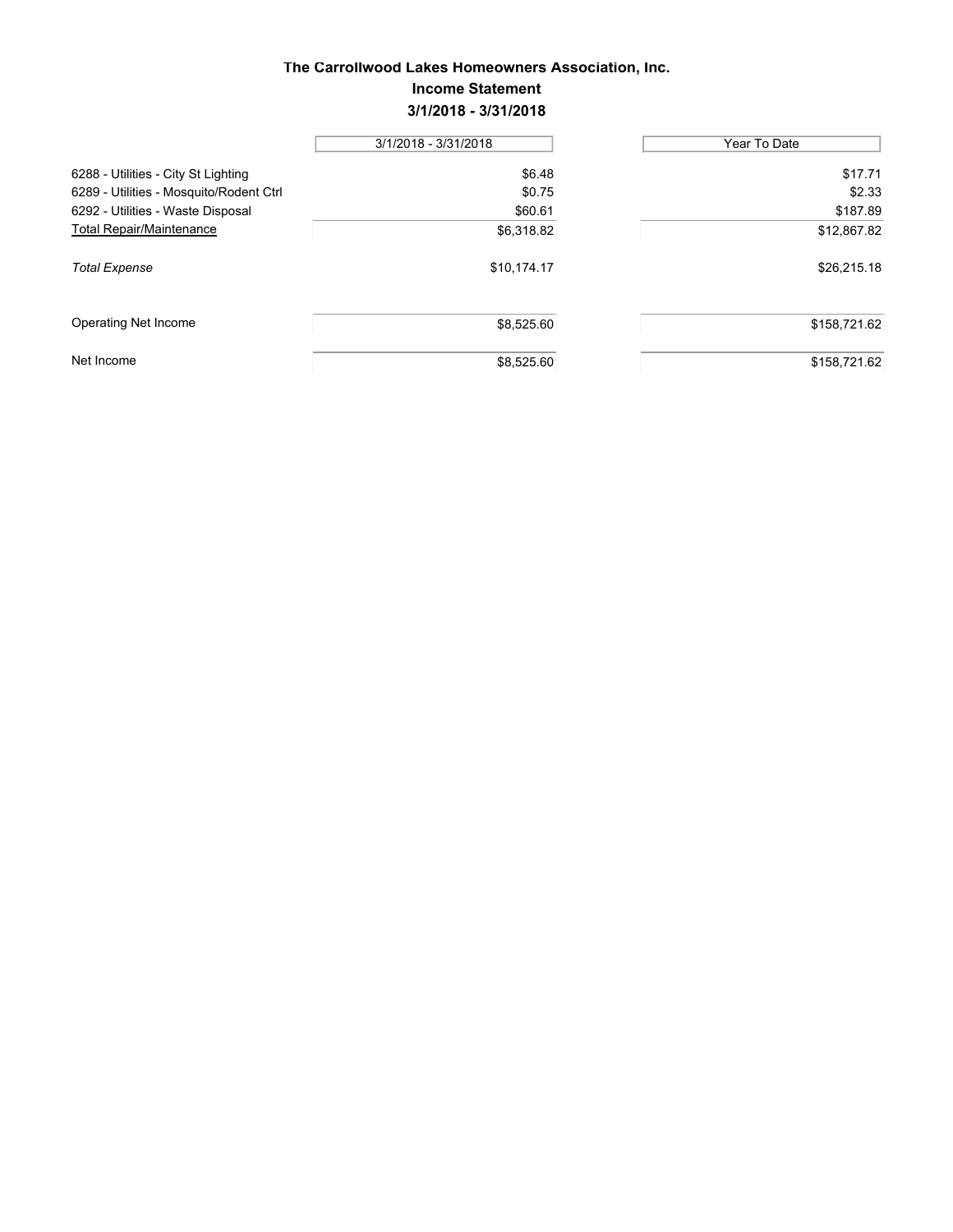**The Carrollwood Lakes Homeowners Association, Inc.**

**Income Statement**

**3/1/2018 - 3/31/2018**

| | 3/1/2018 - 3/31/2018 | Year To Date |
|---|---|---|
| 6288 - Utilities - City St Lighting | $6.48 | $17.71 |
| 6289 - Utilities - Mosquito/Rodent Ctrl | $0.75 | $2.33 |
| 6292 - Utilities - Waste Disposal | $60.61 | $187.89 |
| Total Repair/Maintenance | $6,318.82 | $12,867.82 |
| *Total Expense* | $10,174.17 | $26,215.18 |
| Operating Net Income | $8,525.60 | $158,721.62 |
| Net Income | $8,525.60 | $158,721.62 |